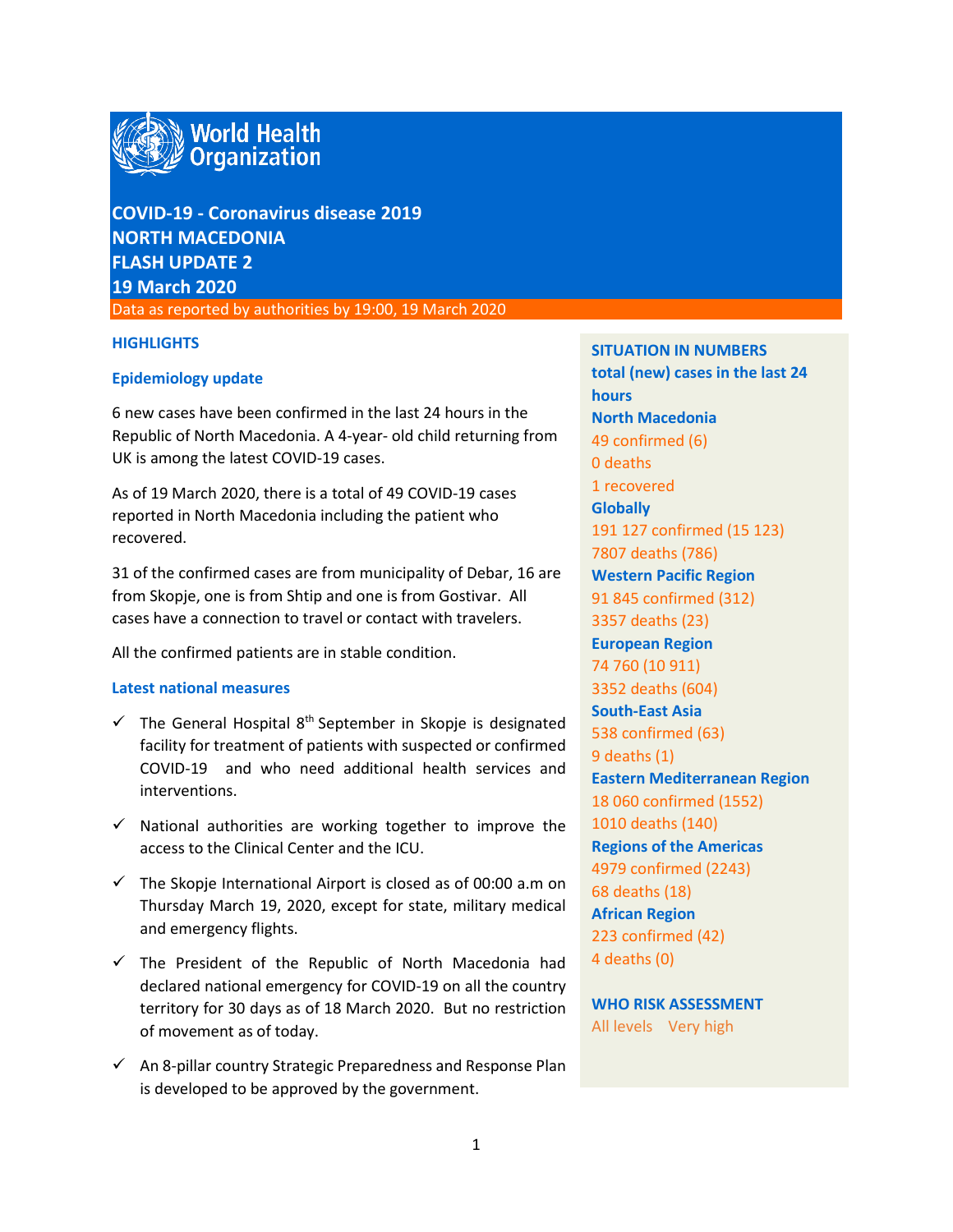# COVID-19 - Coronavirus disease 2019
# NORTH MACEDONIA
# FLASH UPDATE 2
# 19 March 2020

Data as reported by authorities by 19:00, 19 March 2020

## HIGHLIGHTS

### Epidemiology update

6 new cases have been confirmed in the last 24 hours in the Republic of North Macedonia. A 4-year- old child returning from UK is among the latest COVID-19 cases.

As of 19 March 2020, there is a total of 49 COVID-19 cases reported in North Macedonia including the patient who recovered.

31 of the confirmed cases are from municipality of Debar, 16 are from Skopje, one is from Shtip and one is from Gostivar. All cases have a connection to travel or contact with travelers.

All the confirmed patients are in stable condition.

### Latest national measures

- ✓ The General Hospital 8[th] September in Skopje is designated facility for treatment of patients with suspected or confirmed COVID-19 and who need additional health services and interventions.
- ✓ National authorities are working together to improve the access to the Clinical Center and the ICU.
- ✓ The Skopje International Airport is closed as of 00:00 a.m on Thursday March 19, 2020, except for state, military medical and emergency flights.
- ✓ The President of the Republic of North Macedonia had declared national emergency for COVID-19 on all the country territory for 30 days as of 18 March 2020. But no restriction of movement as of today.
- ✓ An 8-pillar country Strategic Preparedness and Response Plan is developed to be approved by the government.

**SITUATION IN NUMBERS**
**total (new) cases in the last 24 hours**

**North Macedonia**
49 confirmed (6)
0 deaths
1 recovered

**Globally**
191 127 confirmed (15 123)
7807 deaths (786)

**Western Pacific Region**
91 845 confirmed (312)
3357 deaths (23)

**European Region**
74 760 (10 911)
3352 deaths (604)

**South-East Asia**
538 confirmed (63)
9 deaths (1)

**Eastern Mediterranean Region**
18 060 confirmed (1552)
1010 deaths (140)

**Regions of the Americas**
4979 confirmed (2243)
68 deaths (18)

**African Region**
223 confirmed (42)
4 deaths (0)

**WHO RISK ASSESSMENT**
All levels Very high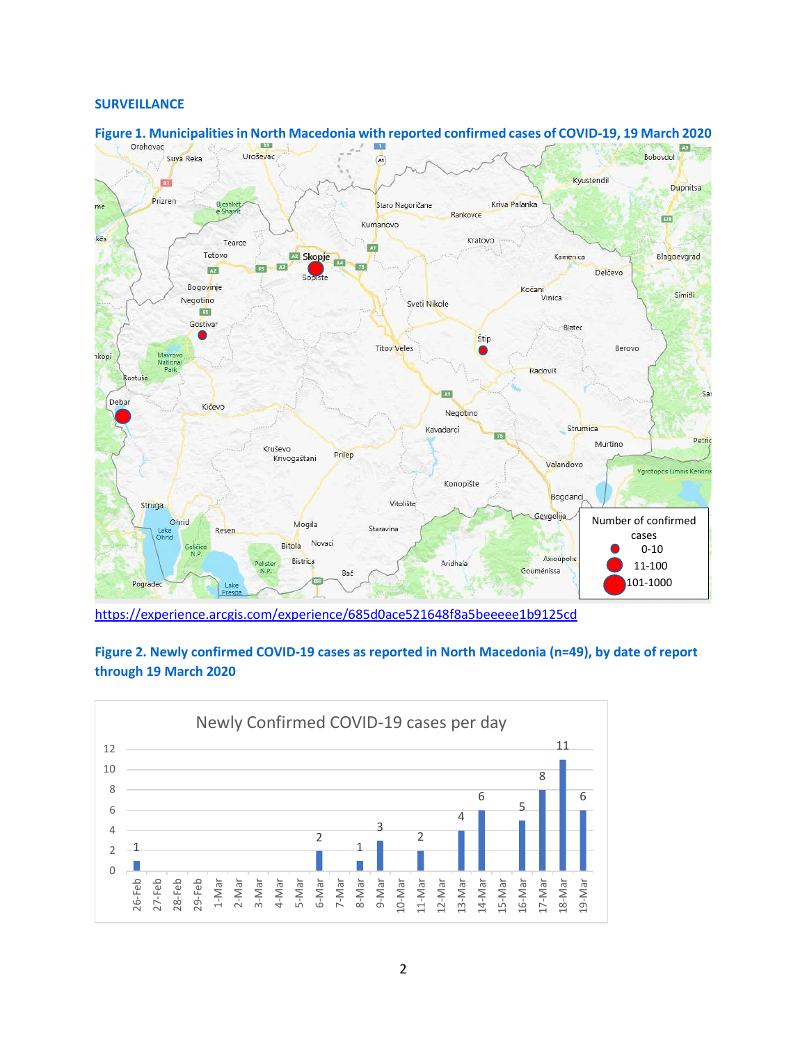**SURVEILLANCE**

**Figure 1. Municipalities in North Macedonia with reported confirmed cases of COVID-19, 19 March 2020**

https://experience.arcgis.com/experience/685d0ace521648f8a5beeeee1b9125cd

**Figure 2. Newly confirmed COVID-19 cases as reported in North Macedonia (n=49), by date of report through 19 March 2020**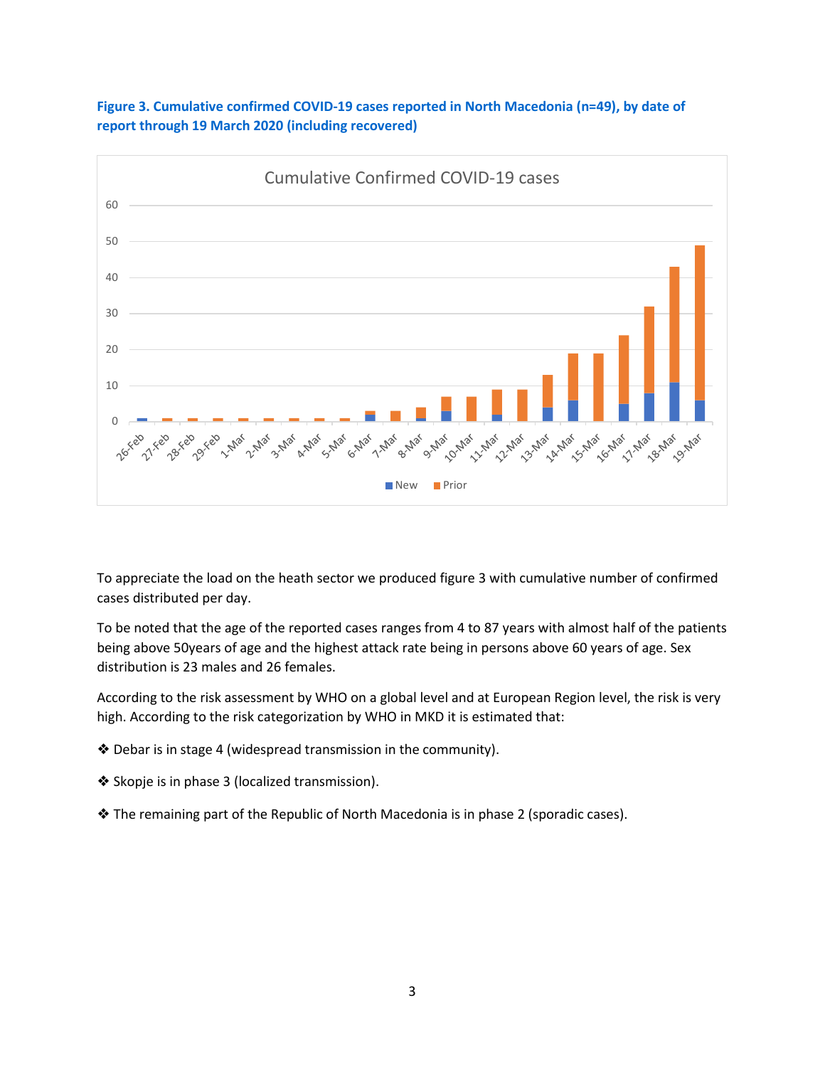**Figure 3. Cumulative confirmed COVID-19 cases reported in North Macedonia (n=49), by date of report through 19 March 2020 (including recovered)**

To appreciate the load on the heath sector we produced figure 3 with cumulative number of confirmed cases distributed per day.

To be noted that the age of the reported cases ranges from 4 to 87 years with almost half of the patients being above 50years of age and the highest attack rate being in persons above 60 years of age. Sex distribution is 23 males and 26 females.

According to the risk assessment by WHO on a global level and at European Region level, the risk is very high. According to the risk categorization by WHO in MKD it is estimated that:

- Debar is in stage 4 (widespread transmission in the community).
- Skopje is in phase 3 (localized transmission).
- The remaining part of the Republic of North Macedonia is in phase 2 (sporadic cases).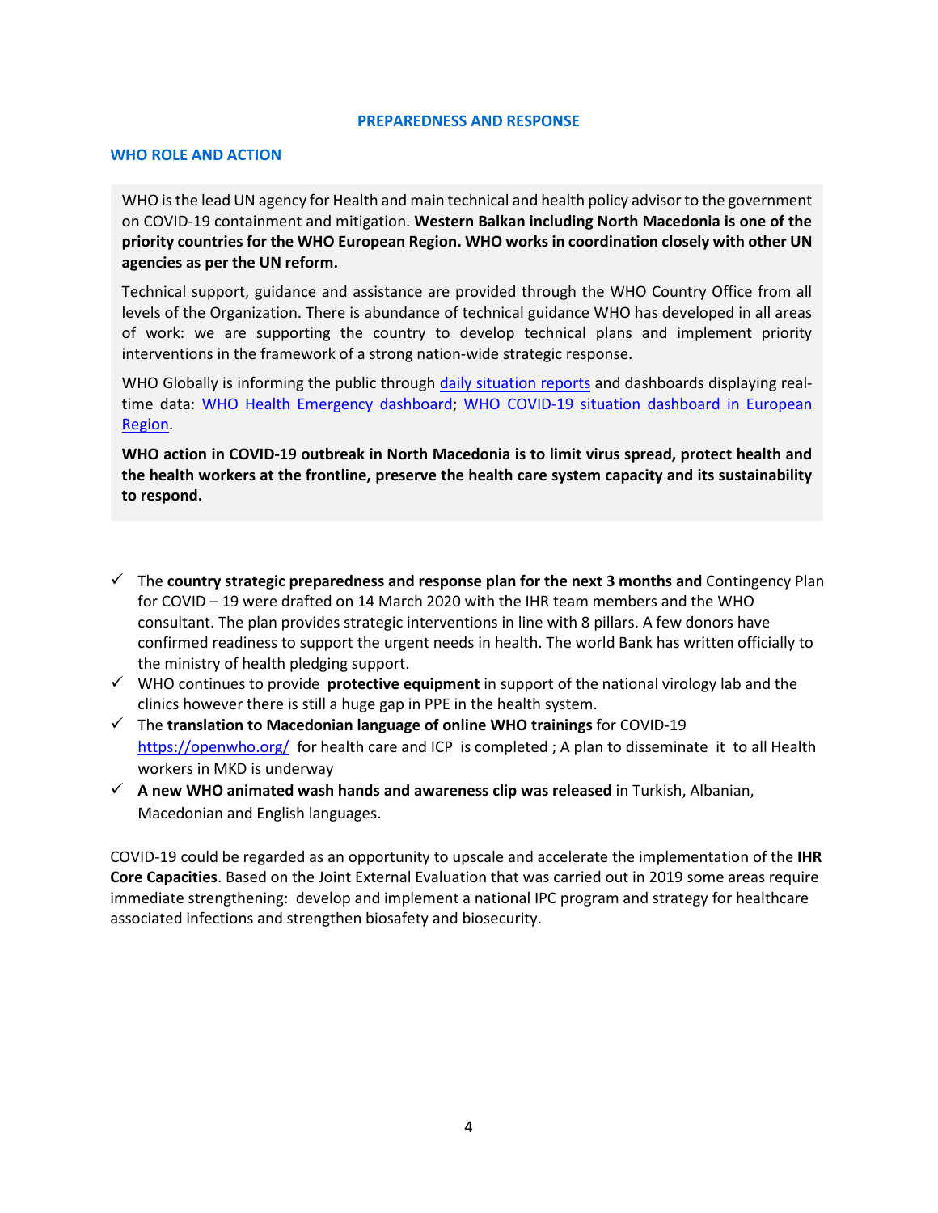## PREPAREDNESS AND RESPONSE

### WHO ROLE AND ACTION

WHO is the lead UN agency for Health and main technical and health policy advisor to the government on COVID-19 containment and mitigation. **Western Balkan including North Macedonia is one of the priority countries for the WHO European Region. WHO works in coordination closely with other UN agencies as per the UN reform.**

Technical support, guidance and assistance are provided through the WHO Country Office from all levels of the Organization. There is abundance of technical guidance WHO has developed in all areas of work: we are supporting the country to develop technical plans and implement priority interventions in the framework of a strong nation-wide strategic response.

WHO Globally is informing the public through daily situation reports and dashboards displaying real-time data: WHO Health Emergency dashboard; WHO COVID-19 situation dashboard in European Region.

**WHO action in COVID-19 outbreak in North Macedonia is to limit virus spread, protect health and the health workers at the frontline, preserve the health care system capacity and its sustainability to respond.**

- ✓ The **country strategic preparedness and response plan for the next 3 months and** Contingency Plan for COVID – 19 were drafted on 14 March 2020 with the IHR team members and the WHO consultant. The plan provides strategic interventions in line with 8 pillars. A few donors have confirmed readiness to support the urgent needs in health. The world Bank has written officially to the ministry of health pledging support.
- ✓ WHO continues to provide **protective equipment** in support of the national virology lab and the clinics however there is still a huge gap in PPE in the health system.
- ✓ The **translation to Macedonian language of online WHO trainings** for COVID-19 https://openwho.org/ for health care and ICP is completed ; A plan to disseminate it to all Health workers in MKD is underway
- ✓ **A new WHO animated wash hands and awareness clip was released** in Turkish, Albanian, Macedonian and English languages.

COVID-19 could be regarded as an opportunity to upscale and accelerate the implementation of the **IHR Core Capacities**. Based on the Joint External Evaluation that was carried out in 2019 some areas require immediate strengthening: develop and implement a national IPC program and strategy for healthcare associated infections and strengthen biosafety and biosecurity.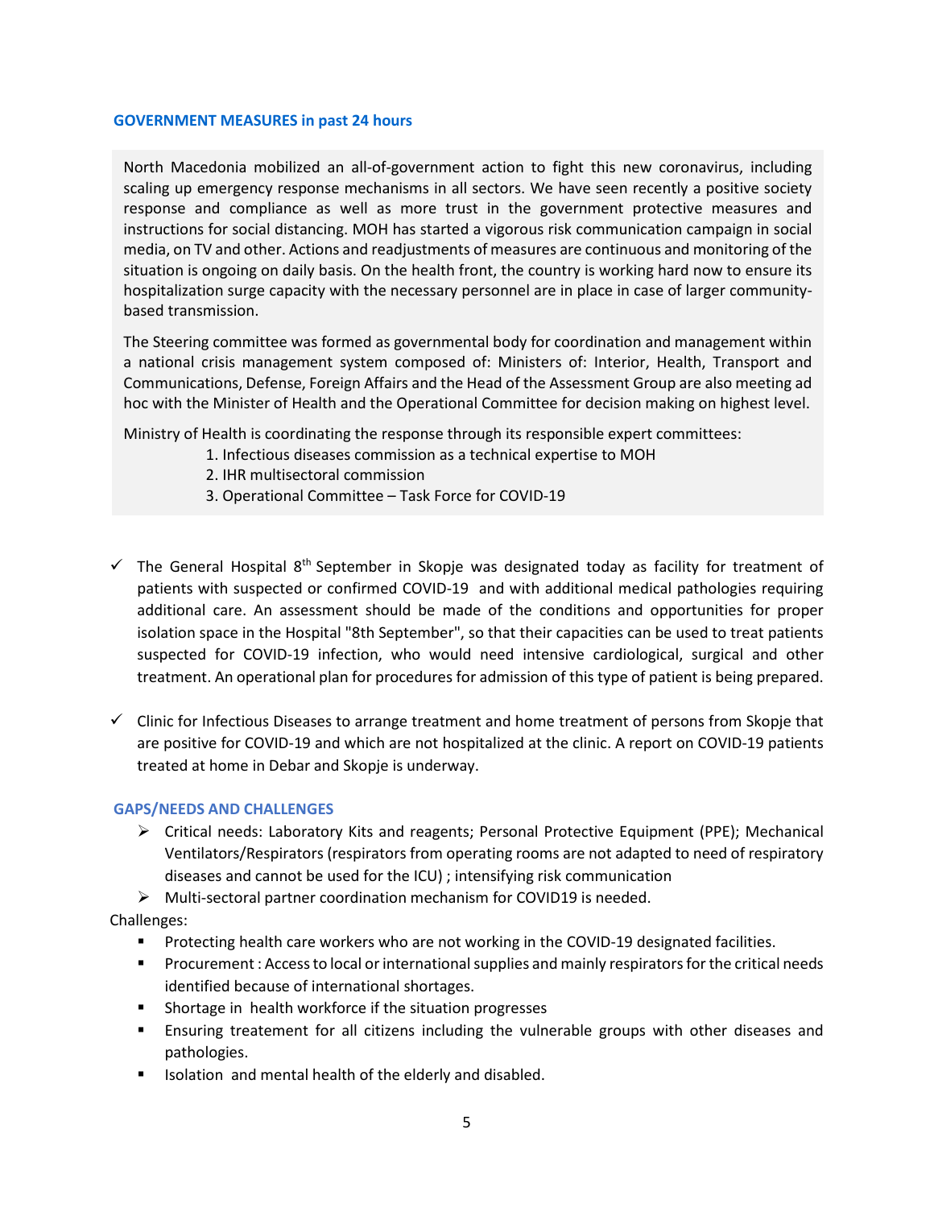## GOVERNMENT MEASURES in past 24 hours

North Macedonia mobilized an all-of-government action to fight this new coronavirus, including scaling up emergency response mechanisms in all sectors. We have seen recently a positive society response and compliance as well as more trust in the government protective measures and instructions for social distancing. MOH has started a vigorous risk communication campaign in social media, on TV and other. Actions and readjustments of measures are continuous and monitoring of the situation is ongoing on daily basis. On the health front, the country is working hard now to ensure its hospitalization surge capacity with the necessary personnel are in place in case of larger community-based transmission.

The Steering committee was formed as governmental body for coordination and management within a national crisis management system composed of: Ministers of: Interior, Health, Transport and Communications, Defense, Foreign Affairs and the Head of the Assessment Group are also meeting ad hoc with the Minister of Health and the Operational Committee for decision making on highest level.

Ministry of Health is coordinating the response through its responsible expert committees:

1. Infectious diseases commission as a technical expertise to MOH
2. IHR multisectoral commission
3. Operational Committee – Task Force for COVID-19

- ✓ The General Hospital 8th September in Skopje was designated today as facility for treatment of patients with suspected or confirmed COVID-19 and with additional medical pathologies requiring additional care. An assessment should be made of the conditions and opportunities for proper isolation space in the Hospital "8th September", so that their capacities can be used to treat patients suspected for COVID-19 infection, who would need intensive cardiological, surgical and other treatment. An operational plan for procedures for admission of this type of patient is being prepared.
- ✓ Clinic for Infectious Diseases to arrange treatment and home treatment of persons from Skopje that are positive for COVID-19 and which are not hospitalized at the clinic. A report on COVID-19 patients treated at home in Debar and Skopje is underway.

## GAPS/NEEDS AND CHALLENGES

- Critical needs: Laboratory Kits and reagents; Personal Protective Equipment (PPE); Mechanical Ventilators/Respirators (respirators from operating rooms are not adapted to need of respiratory diseases and cannot be used for the ICU) ; intensifying risk communication
- Multi-sectoral partner coordination mechanism for COVID19 is needed.

Challenges:

- Protecting health care workers who are not working in the COVID-19 designated facilities.
- Procurement : Access to local or international supplies and mainly respirators for the critical needs identified because of international shortages.
- Shortage in health workforce if the situation progresses
- Ensuring treatement for all citizens including the vulnerable groups with other diseases and pathologies.
- Isolation and mental health of the elderly and disabled.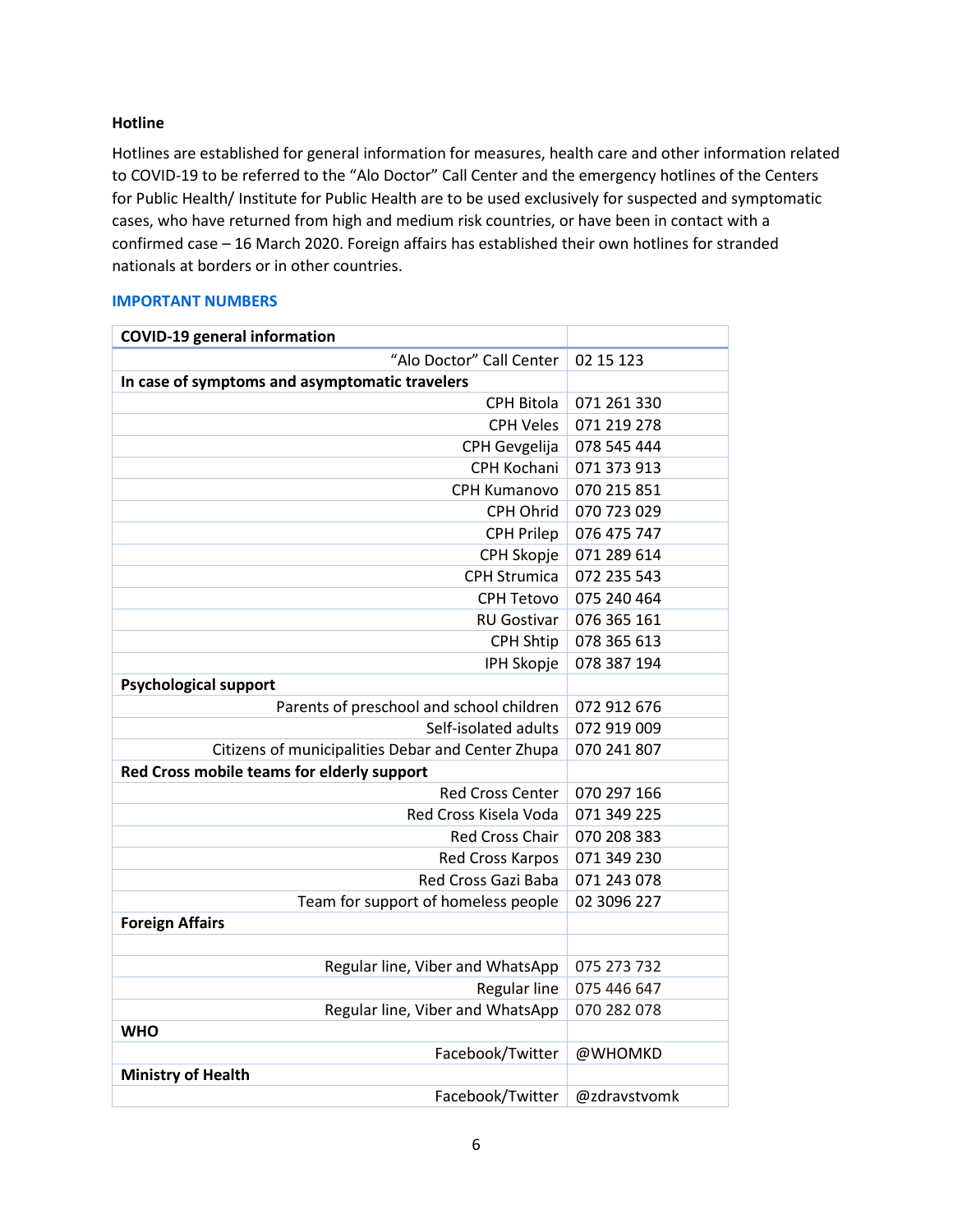**Hotline**

Hotlines are established for general information for measures, health care and other information related to COVID-19 to be referred to the "Alo Doctor" Call Center and the emergency hotlines of the Centers for Public Health/ Institute for Public Health are to be used exclusively for suspected and symptomatic cases, who have returned from high and medium risk countries, or have been in contact with a confirmed case – 16 March 2020. Foreign affairs has established their own hotlines for stranded nationals at borders or in other countries.

## IMPORTANT NUMBERS

| **COVID-19 general information** | |
|---:|---|
| "Alo Doctor" Call Center | 02 15 123 |
| **In case of symptoms and asymptomatic travelers** | |
| CPH Bitola | 071 261 330 |
| CPH Veles | 071 219 278 |
| CPH Gevgelija | 078 545 444 |
| CPH Kochani | 071 373 913 |
| CPH Kumanovo | 070 215 851 |
| CPH Ohrid | 070 723 029 |
| CPH Prilep | 076 475 747 |
| CPH Skopje | 071 289 614 |
| CPH Strumica | 072 235 543 |
| CPH Tetovo | 075 240 464 |
| RU Gostivar | 076 365 161 |
| CPH Shtip | 078 365 613 |
| IPH Skopje | 078 387 194 |
| **Psychological support** | |
| Parents of preschool and school children | 072 912 676 |
| Self-isolated adults | 072 919 009 |
| Citizens of municipalities Debar and Center Zhupa | 070 241 807 |
| **Red Cross mobile teams for elderly support** | |
| Red Cross Center | 070 297 166 |
| Red Cross Kisela Voda | 071 349 225 |
| Red Cross Chair | 070 208 383 |
| Red Cross Karpos | 071 349 230 |
| Red Cross Gazi Baba | 071 243 078 |
| Team for support of homeless people | 02 3096 227 |
| **Foreign Affairs** | |
| | |
| Regular line, Viber and WhatsApp | 075 273 732 |
| Regular line | 075 446 647 |
| Regular line, Viber and WhatsApp | 070 282 078 |
| **WHO** | |
| Facebook/Twitter | @WHOMKD |
| **Ministry of Health** | |
| Facebook/Twitter | @zdravstvomk |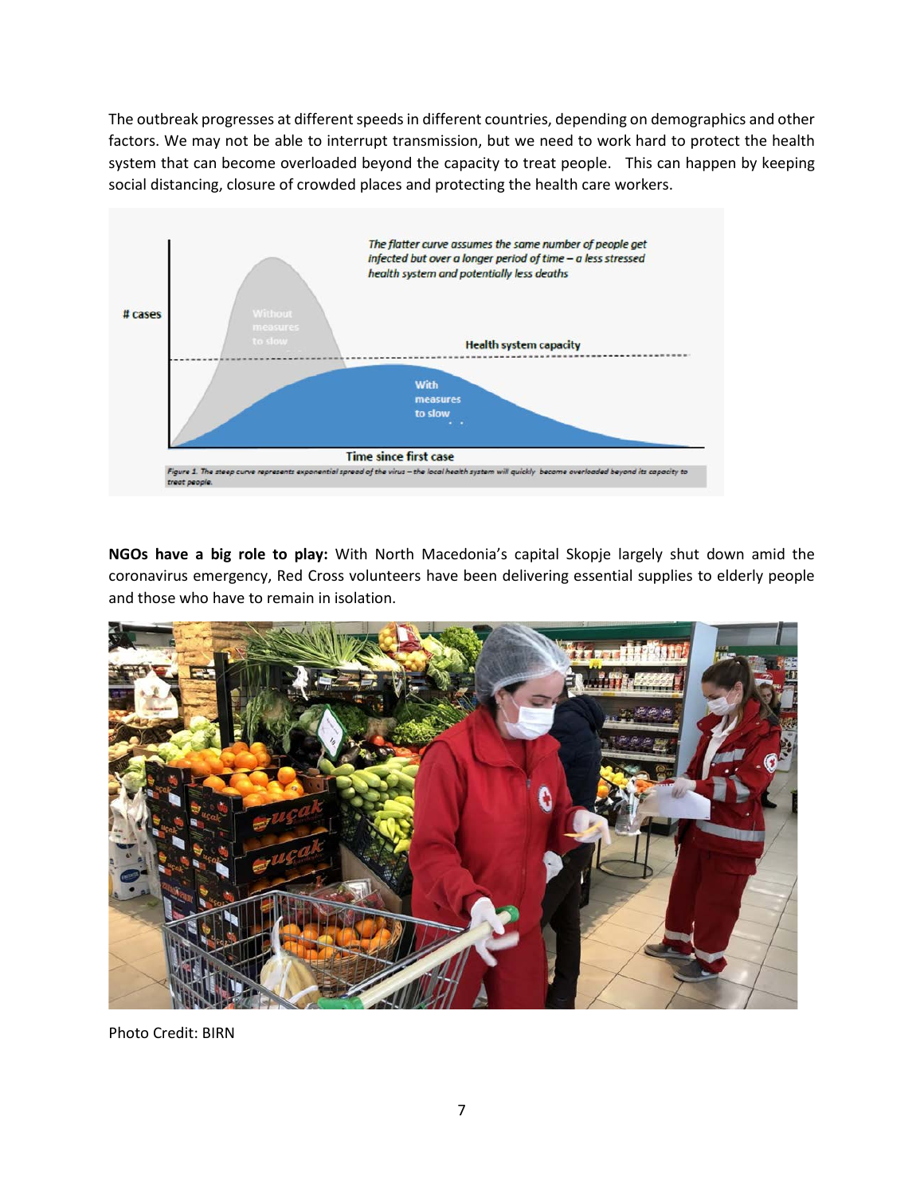The outbreak progresses at different speeds in different countries, depending on demographics and other factors. We may not be able to interrupt transmission, but we need to work hard to protect the health system that can become overloaded beyond the capacity to treat people. This can happen by keeping social distancing, closure of crowded places and protecting the health care workers.

The flatter curve assumes the same number of people get infected but over a longer period of time – a less stressed health system and potentially less deaths

cases

Without measures to slow

Health system capacity

With measures to slow

Time since first case

Figure 1. The steep curve represents exponential spread of the virus – the local health system will quickly become overloaded beyond its capacity to treat people.

**NGOs have a big role to play:** With North Macedonia's capital Skopje largely shut down amid the coronavirus emergency, Red Cross volunteers have been delivering essential supplies to elderly people and those who have to remain in isolation.

Photo Credit: BIRN